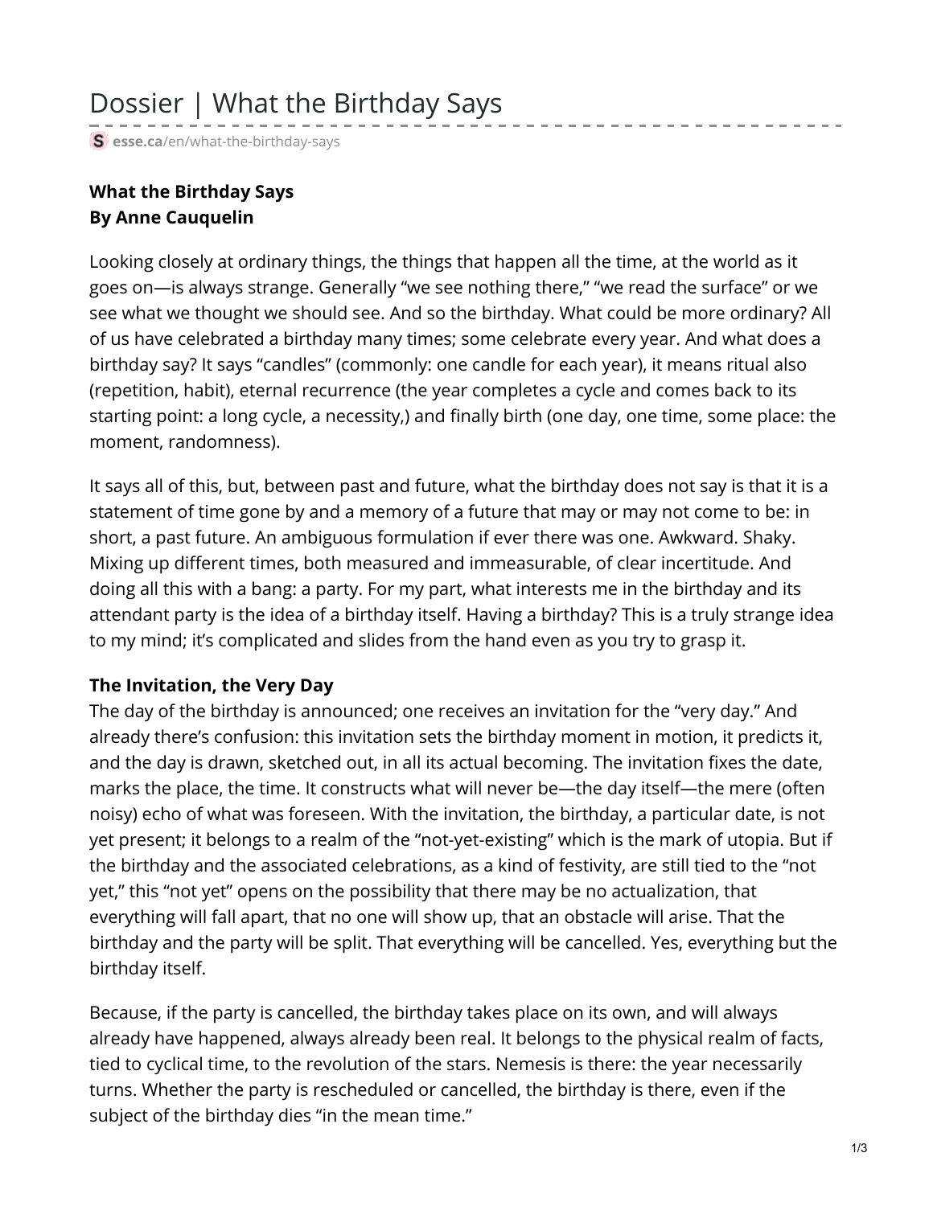# Dossier | What the Birthday Says

esse.ca/en/what-the-birthday-says

**What the Birthday Says**
**By Anne Cauquelin**

Looking closely at ordinary things, the things that happen all the time, at the world as it goes on—is always strange. Generally "we see nothing there," "we read the surface" or we see what we thought we should see. And so the birthday. What could be more ordinary? All of us have celebrated a birthday many times; some celebrate every year. And what does a birthday say? It says "candles" (commonly: one candle for each year), it means ritual also (repetition, habit), eternal recurrence (the year completes a cycle and comes back to its starting point: a long cycle, a necessity,) and finally birth (one day, one time, some place: the moment, randomness).

It says all of this, but, between past and future, what the birthday does not say is that it is a statement of time gone by and a memory of a future that may or may not come to be: in short, a past future. An ambiguous formulation if ever there was one. Awkward. Shaky. Mixing up different times, both measured and immeasurable, of clear incertitude. And doing all this with a bang: a party. For my part, what interests me in the birthday and its attendant party is the idea of a birthday itself. Having a birthday? This is a truly strange idea to my mind; it's complicated and slides from the hand even as you try to grasp it.

**The Invitation, the Very Day**

The day of the birthday is announced; one receives an invitation for the "very day." And already there's confusion: this invitation sets the birthday moment in motion, it predicts it, and the day is drawn, sketched out, in all its actual becoming. The invitation fixes the date, marks the place, the time. It constructs what will never be—the day itself—the mere (often noisy) echo of what was foreseen. With the invitation, the birthday, a particular date, is not yet present; it belongs to a realm of the "not-yet-existing" which is the mark of utopia. But if the birthday and the associated celebrations, as a kind of festivity, are still tied to the "not yet," this "not yet" opens on the possibility that there may be no actualization, that everything will fall apart, that no one will show up, that an obstacle will arise. That the birthday and the party will be split. That everything will be cancelled. Yes, everything but the birthday itself.

Because, if the party is cancelled, the birthday takes place on its own, and will always already have happened, always already been real. It belongs to the physical realm of facts, tied to cyclical time, to the revolution of the stars. Nemesis is there: the year necessarily turns. Whether the party is rescheduled or cancelled, the birthday is there, even if the subject of the birthday dies "in the mean time."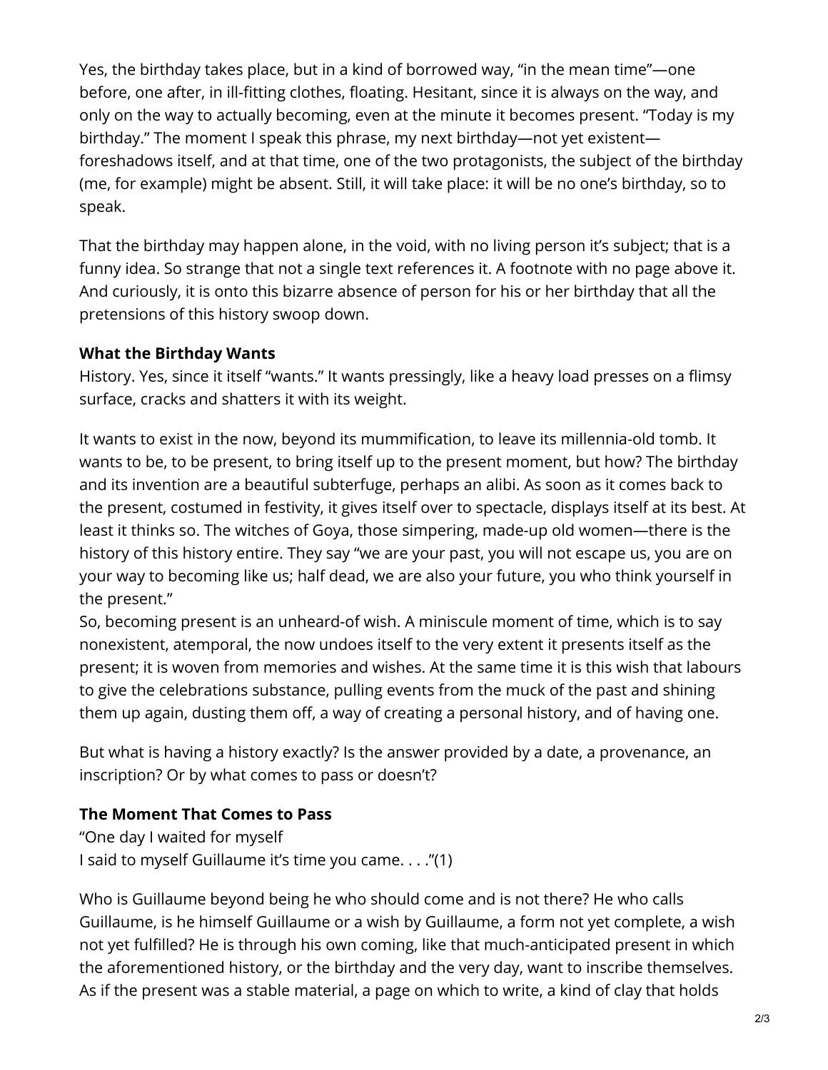Yes, the birthday takes place, but in a kind of borrowed way, "in the mean time"—one before, one after, in ill-fitting clothes, floating. Hesitant, since it is always on the way, and only on the way to actually becoming, even at the minute it becomes present. "Today is my birthday." The moment I speak this phrase, my next birthday—not yet existent—foreshadows itself, and at that time, one of the two protagonists, the subject of the birthday (me, for example) might be absent. Still, it will take place: it will be no one's birthday, so to speak.

That the birthday may happen alone, in the void, with no living person it's subject; that is a funny idea. So strange that not a single text references it. A footnote with no page above it. And curiously, it is onto this bizarre absence of person for his or her birthday that all the pretensions of this history swoop down.

**What the Birthday Wants**

History. Yes, since it itself "wants." It wants pressingly, like a heavy load presses on a flimsy surface, cracks and shatters it with its weight.

It wants to exist in the now, beyond its mummification, to leave its millennia-old tomb. It wants to be, to be present, to bring itself up to the present moment, but how? The birthday and its invention are a beautiful subterfuge, perhaps an alibi. As soon as it comes back to the present, costumed in festivity, it gives itself over to spectacle, displays itself at its best. At least it thinks so. The witches of Goya, those simpering, made-up old women—there is the history of this history entire. They say "we are your past, you will not escape us, you are on your way to becoming like us; half dead, we are also your future, you who think yourself in the present."

So, becoming present is an unheard-of wish. A miniscule moment of time, which is to say nonexistent, atemporal, the now undoes itself to the very extent it presents itself as the present; it is woven from memories and wishes. At the same time it is this wish that labours to give the celebrations substance, pulling events from the muck of the past and shining them up again, dusting them off, a way of creating a personal history, and of having one.

But what is having a history exactly? Is the answer provided by a date, a provenance, an inscription? Or by what comes to pass or doesn't?

**The Moment That Comes to Pass**

"One day I waited for myself
I said to myself Guillaume it's time you came. . . ."(1)

Who is Guillaume beyond being he who should come and is not there? He who calls Guillaume, is he himself Guillaume or a wish by Guillaume, a form not yet complete, a wish not yet fulfilled? He is through his own coming, like that much-anticipated present in which the aforementioned history, or the birthday and the very day, want to inscribe themselves. As if the present was a stable material, a page on which to write, a kind of clay that holds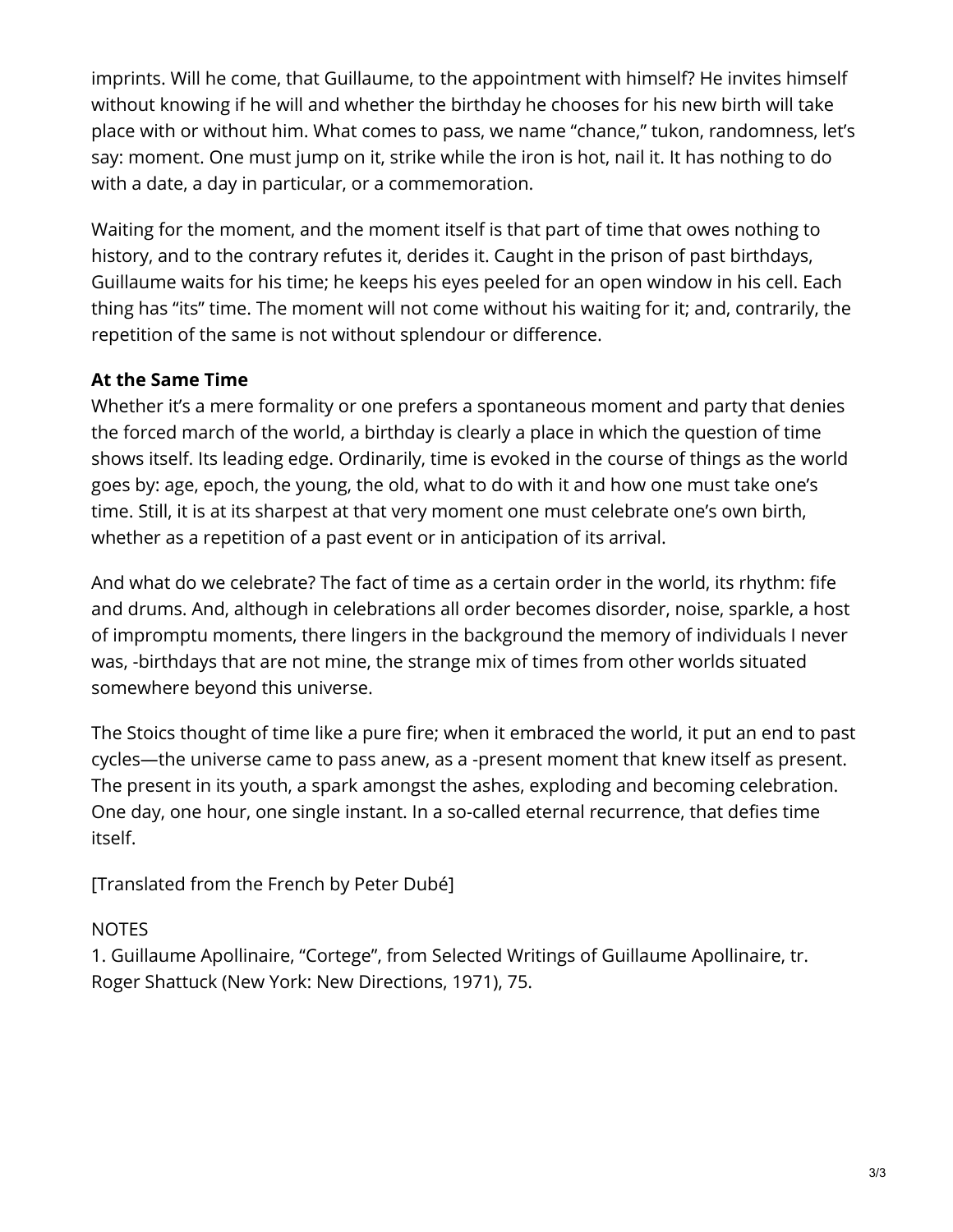imprints. Will he come, that Guillaume, to the appointment with himself? He invites himself without knowing if he will and whether the birthday he chooses for his new birth will take place with or without him. What comes to pass, we name “chance,” tukon, randomness, let’s say: moment. One must jump on it, strike while the iron is hot, nail it. It has nothing to do with a date, a day in particular, or a commemoration.

Waiting for the moment, and the moment itself is that part of time that owes nothing to history, and to the contrary refutes it, derides it. Caught in the prison of past birthdays, Guillaume waits for his time; he keeps his eyes peeled for an open window in his cell. Each thing has “its” time. The moment will not come without his waiting for it; and, contrarily, the repetition of the same is not without splendour or difference.

**At the Same Time**

Whether it’s a mere formality or one prefers a spontaneous moment and party that denies the forced march of the world, a birthday is clearly a place in which the question of time shows itself. Its leading edge. Ordinarily, time is evoked in the course of things as the world goes by: age, epoch, the young, the old, what to do with it and how one must take one’s time. Still, it is at its sharpest at that very moment one must celebrate one’s own birth, whether as a repetition of a past event or in anticipation of its arrival.

And what do we celebrate? The fact of time as a certain order in the world, its rhythm: fife and drums. And, although in celebrations all order becomes disorder, noise, sparkle, a host of impromptu moments, there lingers in the background the memory of individuals I never was, -birthdays that are not mine, the strange mix of times from other worlds situated somewhere beyond this universe.

The Stoics thought of time like a pure fire; when it embraced the world, it put an end to past cycles—the universe came to pass anew, as a -present moment that knew itself as present. The present in its youth, a spark amongst the ashes, exploding and becoming celebration. One day, one hour, one single instant. In a so-called eternal recurrence, that defies time itself.

[Translated from the French by Peter Dubé]

NOTES

1. Guillaume Apollinaire, “Cortege”, from Selected Writings of Guillaume Apollinaire, tr. Roger Shattuck (New York: New Directions, 1971), 75.